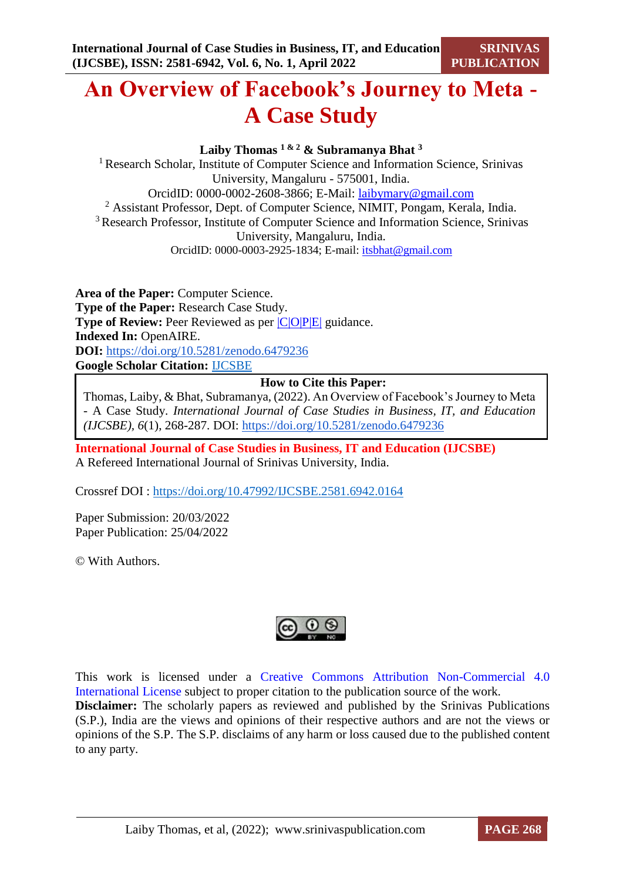# An Overview of Facebook's Journey to Meta - A Case Study

**Laiby Thomas [1 & 2] & Subramanya Bhat [3]**

[1] Research Scholar, Institute of Computer Science and Information Science, Srinivas University, Mangaluru - 575001, India.
OrcidID: 0000-0002-2608-3866; E-Mail: laibymary@gmail.com
[2] Assistant Professor, Dept. of Computer Science, NIMIT, Pongam, Kerala, India.
[3] Research Professor, Institute of Computer Science and Information Science, Srinivas University, Mangaluru, India.
OrcidID: 0000-0003-2925-1834; E-mail: itsbhat@gmail.com

**Area of the Paper:** Computer Science.
**Type of the Paper:** Research Case Study.
**Type of Review:** Peer Reviewed as per |C|O|P|E| guidance.
**Indexed In:** OpenAIRE.
**DOI:** https://doi.org/10.5281/zenodo.6479236
**Google Scholar Citation:** IJCSBE

**How to Cite this Paper:**
Thomas, Laiby, & Bhat, Subramanya, (2022). An Overview of Facebook's Journey to Meta - A Case Study. *International Journal of Case Studies in Business, IT, and Education (IJCSBE)*, *6*(1), 268-287. DOI: https://doi.org/10.5281/zenodo.6479236

**International Journal of Case Studies in Business, IT and Education (IJCSBE)**
A Refereed International Journal of Srinivas University, India.

Crossref DOI : https://doi.org/10.47992/IJCSBE.2581.6942.0164

Paper Submission: 20/03/2022
Paper Publication: 25/04/2022

© With Authors.

This work is licensed under a Creative Commons Attribution Non-Commercial 4.0 International License subject to proper citation to the publication source of the work.
**Disclaimer:** The scholarly papers as reviewed and published by the Srinivas Publications (S.P.), India are the views and opinions of their respective authors and are not the views or opinions of the S.P. The S.P. disclaims of any harm or loss caused due to the published content to any party.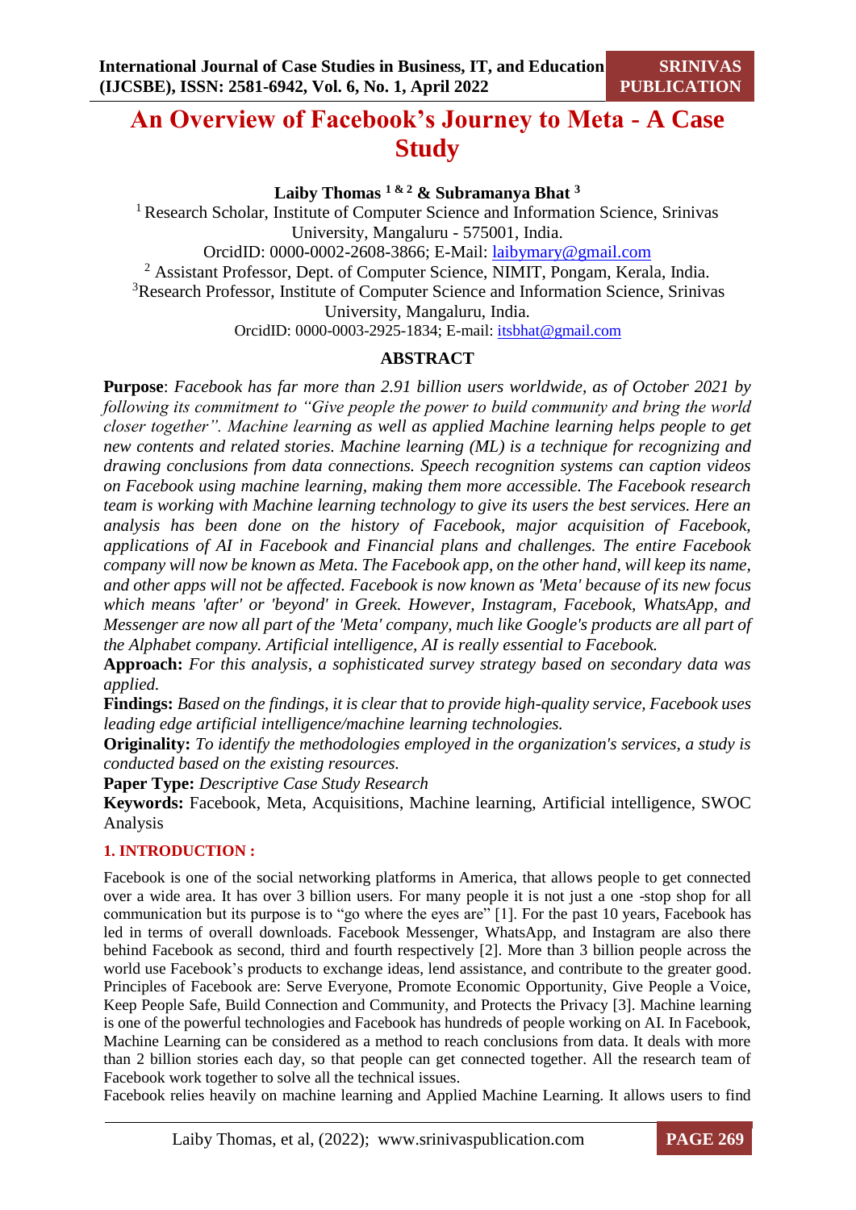# An Overview of Facebook's Journey to Meta - A Case Study

**Laiby Thomas [1 & 2] & Subramanya Bhat [3]**

[1] Research Scholar, Institute of Computer Science and Information Science, Srinivas University, Mangaluru - 575001, India.
OrcidID: 0000-0002-2608-3866; E-Mail: laibymary@gmail.com

[2] Assistant Professor, Dept. of Computer Science, NIMIT, Pongam, Kerala, India.

[3] Research Professor, Institute of Computer Science and Information Science, Srinivas University, Mangaluru, India.
OrcidID: 0000-0003-2925-1834; E-mail: itsbhat@gmail.com

## ABSTRACT

**Purpose**: *Facebook has far more than 2.91 billion users worldwide, as of October 2021 by following its commitment to "Give people the power to build community and bring the world closer together". Machine learning as well as applied Machine learning helps people to get new contents and related stories. Machine learning (ML) is a technique for recognizing and drawing conclusions from data connections. Speech recognition systems can caption videos on Facebook using machine learning, making them more accessible. The Facebook research team is working with Machine learning technology to give its users the best services. Here an analysis has been done on the history of Facebook, major acquisition of Facebook, applications of AI in Facebook and Financial plans and challenges. The entire Facebook company will now be known as Meta. The Facebook app, on the other hand, will keep its name, and other apps will not be affected. Facebook is now known as 'Meta' because of its new focus which means 'after' or 'beyond' in Greek. However, Instagram, Facebook, WhatsApp, and Messenger are now all part of the 'Meta' company, much like Google's products are all part of the Alphabet company. Artificial intelligence, AI is really essential to Facebook.*

**Approach:** *For this analysis, a sophisticated survey strategy based on secondary data was applied.*

**Findings:** *Based on the findings, it is clear that to provide high-quality service, Facebook uses leading edge artificial intelligence/machine learning technologies.*

**Originality:** *To identify the methodologies employed in the organization's services, a study is conducted based on the existing resources.*

**Paper Type:** *Descriptive Case Study Research*

**Keywords:** Facebook, Meta, Acquisitions, Machine learning, Artificial intelligence, SWOC Analysis

## 1. INTRODUCTION :

Facebook is one of the social networking platforms in America, that allows people to get connected over a wide area. It has over 3 billion users. For many people it is not just a one -stop shop for all communication but its purpose is to "go where the eyes are" [1]. For the past 10 years, Facebook has led in terms of overall downloads. Facebook Messenger, WhatsApp, and Instagram are also there behind Facebook as second, third and fourth respectively [2]. More than 3 billion people across the world use Facebook's products to exchange ideas, lend assistance, and contribute to the greater good. Principles of Facebook are: Serve Everyone, Promote Economic Opportunity, Give People a Voice, Keep People Safe, Build Connection and Community, and Protects the Privacy [3]. Machine learning is one of the powerful technologies and Facebook has hundreds of people working on AI. In Facebook, Machine Learning can be considered as a method to reach conclusions from data. It deals with more than 2 billion stories each day, so that people can get connected together. All the research team of Facebook work together to solve all the technical issues.

Facebook relies heavily on machine learning and Applied Machine Learning. It allows users to find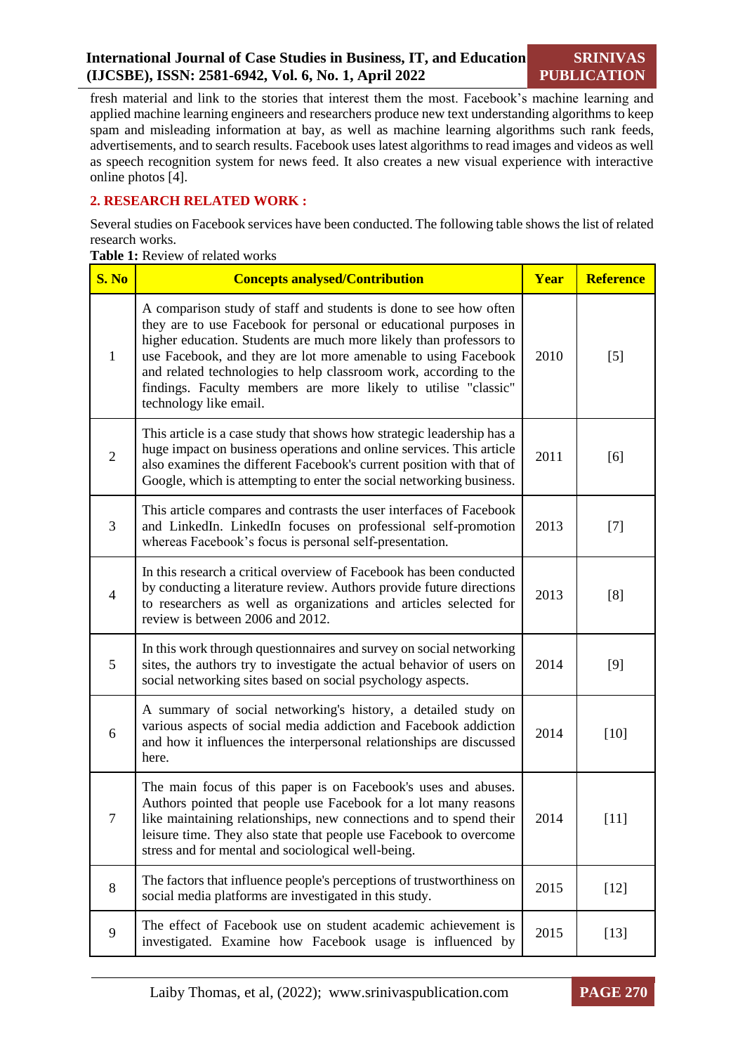fresh material and link to the stories that interest them the most. Facebook's machine learning and applied machine learning engineers and researchers produce new text understanding algorithms to keep spam and misleading information at bay, as well as machine learning algorithms such rank feeds, advertisements, and to search results. Facebook uses latest algorithms to read images and videos as well as speech recognition system for news feed. It also creates a new visual experience with interactive online photos [4].

## 2. RESEARCH RELATED WORK :

Several studies on Facebook services have been conducted. The following table shows the list of related research works.

**Table 1:** Review of related works

| S. No | Concepts analysed/Contribution | Year | Reference |
|---|---|---|---|
| 1 | A comparison study of staff and students is done to see how often they are to use Facebook for personal or educational purposes in higher education. Students are much more likely than professors to use Facebook, and they are lot more amenable to using Facebook and related technologies to help classroom work, according to the findings. Faculty members are more likely to utilise "classic" technology like email. | 2010 | [5] |
| 2 | This article is a case study that shows how strategic leadership has a huge impact on business operations and online services. This article also examines the different Facebook's current position with that of Google, which is attempting to enter the social networking business. | 2011 | [6] |
| 3 | This article compares and contrasts the user interfaces of Facebook and LinkedIn. LinkedIn focuses on professional self-promotion whereas Facebook's focus is personal self-presentation. | 2013 | [7] |
| 4 | In this research a critical overview of Facebook has been conducted by conducting a literature review. Authors provide future directions to researchers as well as organizations and articles selected for review is between 2006 and 2012. | 2013 | [8] |
| 5 | In this work through questionnaires and survey on social networking sites, the authors try to investigate the actual behavior of users on social networking sites based on social psychology aspects. | 2014 | [9] |
| 6 | A summary of social networking's history, a detailed study on various aspects of social media addiction and Facebook addiction and how it influences the interpersonal relationships are discussed here. | 2014 | [10] |
| 7 | The main focus of this paper is on Facebook's uses and abuses. Authors pointed that people use Facebook for a lot many reasons like maintaining relationships, new connections and to spend their leisure time. They also state that people use Facebook to overcome stress and for mental and sociological well-being. | 2014 | [11] |
| 8 | The factors that influence people's perceptions of trustworthiness on social media platforms are investigated in this study. | 2015 | [12] |
| 9 | The effect of Facebook use on student academic achievement is investigated. Examine how Facebook usage is influenced by | 2015 | [13] |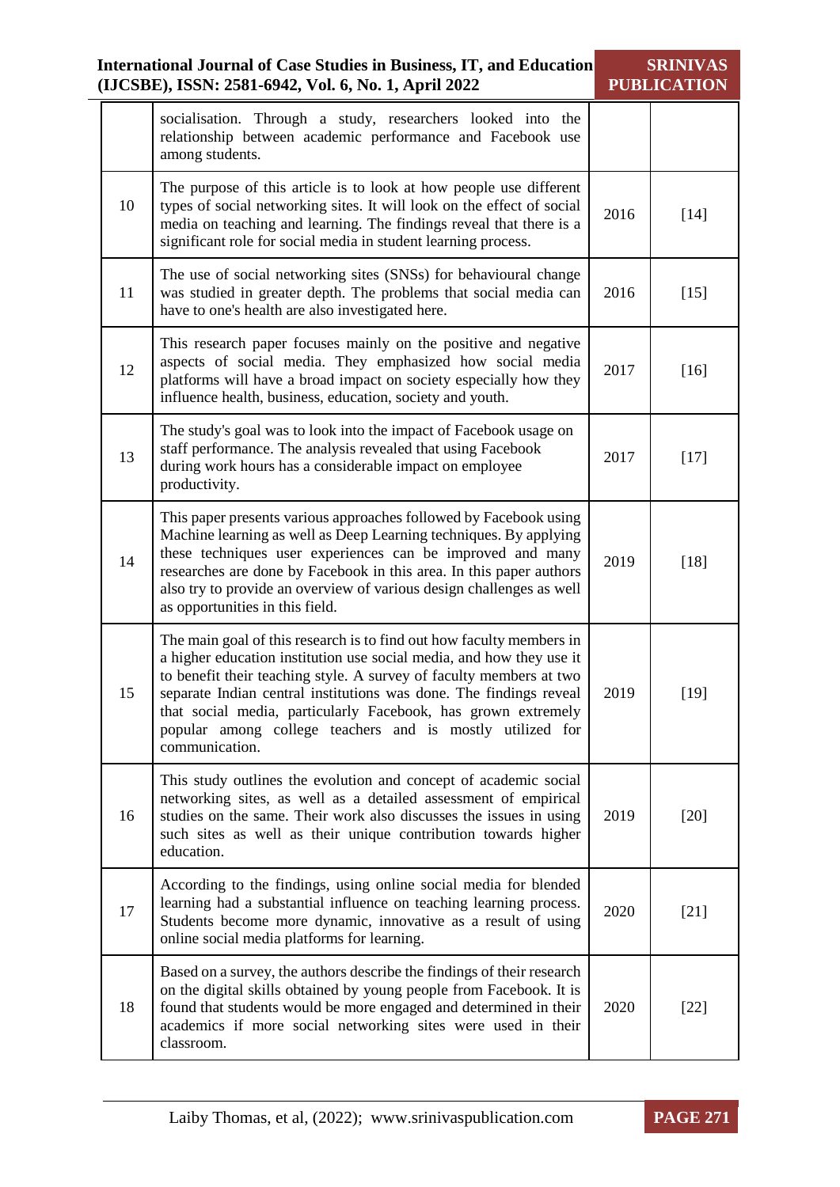|  |  |  |  |
|---|---|---|---|
|  | socialisation. Through a study, researchers looked into the relationship between academic performance and Facebook use among students. |  |  |
| 10 | The purpose of this article is to look at how people use different types of social networking sites. It will look on the effect of social media on teaching and learning. The findings reveal that there is a significant role for social media in student learning process. | 2016 | [14] |
| 11 | The use of social networking sites (SNSs) for behavioural change was studied in greater depth. The problems that social media can have to one's health are also investigated here. | 2016 | [15] |
| 12 | This research paper focuses mainly on the positive and negative aspects of social media. They emphasized how social media platforms will have a broad impact on society especially how they influence health, business, education, society and youth. | 2017 | [16] |
| 13 | The study's goal was to look into the impact of Facebook usage on staff performance. The analysis revealed that using Facebook during work hours has a considerable impact on employee productivity. | 2017 | [17] |
| 14 | This paper presents various approaches followed by Facebook using Machine learning as well as Deep Learning techniques. By applying these techniques user experiences can be improved and many researches are done by Facebook in this area. In this paper authors also try to provide an overview of various design challenges as well as opportunities in this field. | 2019 | [18] |
| 15 | The main goal of this research is to find out how faculty members in a higher education institution use social media, and how they use it to benefit their teaching style. A survey of faculty members at two separate Indian central institutions was done. The findings reveal that social media, particularly Facebook, has grown extremely popular among college teachers and is mostly utilized for communication. | 2019 | [19] |
| 16 | This study outlines the evolution and concept of academic social networking sites, as well as a detailed assessment of empirical studies on the same. Their work also discusses the issues in using such sites as well as their unique contribution towards higher education. | 2019 | [20] |
| 17 | According to the findings, using online social media for blended learning had a substantial influence on teaching learning process. Students become more dynamic, innovative as a result of using online social media platforms for learning. | 2020 | [21] |
| 18 | Based on a survey, the authors describe the findings of their research on the digital skills obtained by young people from Facebook. It is found that students would be more engaged and determined in their academics if more social networking sites were used in their classroom. | 2020 | [22] |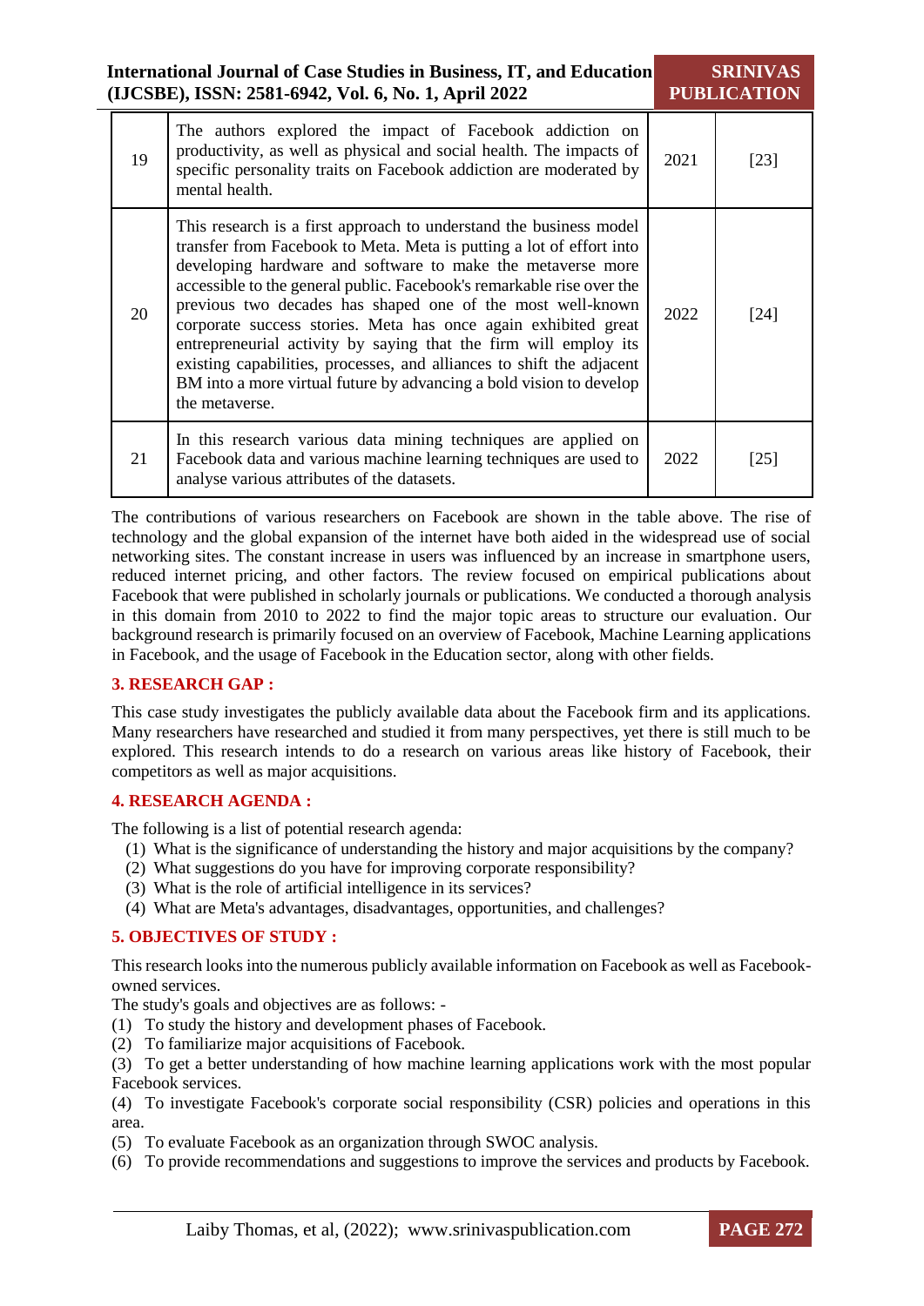| 19 | The authors explored the impact of Facebook addiction on productivity, as well as physical and social health. The impacts of specific personality traits on Facebook addiction are moderated by mental health. | 2021 | [23] |
|---|---|---|---|
| 20 | This research is a first approach to understand the business model transfer from Facebook to Meta. Meta is putting a lot of effort into developing hardware and software to make the metaverse more accessible to the general public. Facebook's remarkable rise over the previous two decades has shaped one of the most well-known corporate success stories. Meta has once again exhibited great entrepreneurial activity by saying that the firm will employ its existing capabilities, processes, and alliances to shift the adjacent BM into a more virtual future by advancing a bold vision to develop the metaverse. | 2022 | [24] |
| 21 | In this research various data mining techniques are applied on Facebook data and various machine learning techniques are used to analyse various attributes of the datasets. | 2022 | [25] |

The contributions of various researchers on Facebook are shown in the table above. The rise of technology and the global expansion of the internet have both aided in the widespread use of social networking sites. The constant increase in users was influenced by an increase in smartphone users, reduced internet pricing, and other factors. The review focused on empirical publications about Facebook that were published in scholarly journals or publications. We conducted a thorough analysis in this domain from 2010 to 2022 to find the major topic areas to structure our evaluation. Our background research is primarily focused on an overview of Facebook, Machine Learning applications in Facebook, and the usage of Facebook in the Education sector, along with other fields.

## 3. RESEARCH GAP :

This case study investigates the publicly available data about the Facebook firm and its applications. Many researchers have researched and studied it from many perspectives, yet there is still much to be explored. This research intends to do a research on various areas like history of Facebook, their competitors as well as major acquisitions.

## 4. RESEARCH AGENDA :

The following is a list of potential research agenda:

(1) What is the significance of understanding the history and major acquisitions by the company?
(2) What suggestions do you have for improving corporate responsibility?
(3) What is the role of artificial intelligence in its services?
(4) What are Meta's advantages, disadvantages, opportunities, and challenges?

## 5. OBJECTIVES OF STUDY :

This research looks into the numerous publicly available information on Facebook as well as Facebook-owned services.

The study's goals and objectives are as follows: -

(1) To study the history and development phases of Facebook.
(2) To familiarize major acquisitions of Facebook.
(3) To get a better understanding of how machine learning applications work with the most popular Facebook services.
(4) To investigate Facebook's corporate social responsibility (CSR) policies and operations in this area.
(5) To evaluate Facebook as an organization through SWOC analysis.
(6) To provide recommendations and suggestions to improve the services and products by Facebook.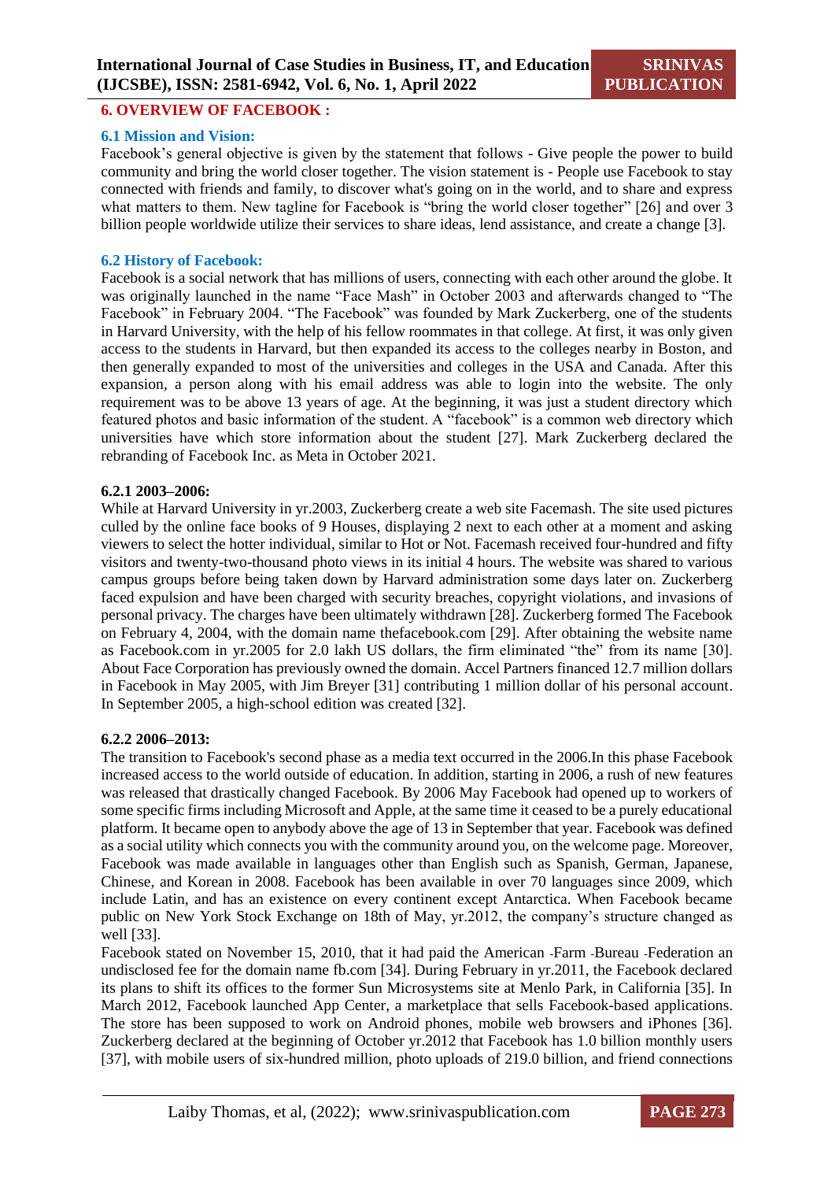## 6. OVERVIEW OF FACEBOOK :

### 6.1 Mission and Vision:

Facebook's general objective is given by the statement that follows - Give people the power to build community and bring the world closer together. The vision statement is - People use Facebook to stay connected with friends and family, to discover what's going on in the world, and to share and express what matters to them. New tagline for Facebook is "bring the world closer together" [26] and over 3 billion people worldwide utilize their services to share ideas, lend assistance, and create a change [3].

### 6.2 History of Facebook:

Facebook is a social network that has millions of users, connecting with each other around the globe. It was originally launched in the name "Face Mash" in October 2003 and afterwards changed to "The Facebook" in February 2004. "The Facebook" was founded by Mark Zuckerberg, one of the students in Harvard University, with the help of his fellow roommates in that college. At first, it was only given access to the students in Harvard, but then expanded its access to the colleges nearby in Boston, and then generally expanded to most of the universities and colleges in the USA and Canada. After this expansion, a person along with his email address was able to login into the website. The only requirement was to be above 13 years of age. At the beginning, it was just a student directory which featured photos and basic information of the student. A "facebook" is a common web directory which universities have which store information about the student [27]. Mark Zuckerberg declared the rebranding of Facebook Inc. as Meta in October 2021.

#### 6.2.1 2003–2006:

While at Harvard University in yr.2003, Zuckerberg create a web site Facemash. The site used pictures culled by the online face books of 9 Houses, displaying 2 next to each other at a moment and asking viewers to select the hotter individual, similar to Hot or Not. Facemash received four-hundred and fifty visitors and twenty-two-thousand photo views in its initial 4 hours. The website was shared to various campus groups before being taken down by Harvard administration some days later on. Zuckerberg faced expulsion and have been charged with security breaches, copyright violations, and invasions of personal privacy. The charges have been ultimately withdrawn [28]. Zuckerberg formed The Facebook on February 4, 2004, with the domain name thefacebook.com [29]. After obtaining the website name as Facebook.com in yr.2005 for 2.0 lakh US dollars, the firm eliminated "the" from its name [30]. About Face Corporation has previously owned the domain. Accel Partners financed 12.7 million dollars in Facebook in May 2005, with Jim Breyer [31] contributing 1 million dollar of his personal account. In September 2005, a high-school edition was created [32].

#### 6.2.2 2006–2013:

The transition to Facebook's second phase as a media text occurred in the 2006.In this phase Facebook increased access to the world outside of education. In addition, starting in 2006, a rush of new features was released that drastically changed Facebook. By 2006 May Facebook had opened up to workers of some specific firms including Microsoft and Apple, at the same time it ceased to be a purely educational platform. It became open to anybody above the age of 13 in September that year. Facebook was defined as a social utility which connects you with the community around you, on the welcome page. Moreover, Facebook was made available in languages other than English such as Spanish, German, Japanese, Chinese, and Korean in 2008. Facebook has been available in over 70 languages since 2009, which include Latin, and has an existence on every continent except Antarctica. When Facebook became public on New York Stock Exchange on 18th of May, yr.2012, the company's structure changed as well [33].

Facebook stated on November 15, 2010, that it had paid the American -Farm -Bureau -Federation an undisclosed fee for the domain name fb.com [34]. During February in yr.2011, the Facebook declared its plans to shift its offices to the former Sun Microsystems site at Menlo Park, in California [35]. In March 2012, Facebook launched App Center, a marketplace that sells Facebook-based applications. The store has been supposed to work on Android phones, mobile web browsers and iPhones [36]. Zuckerberg declared at the beginning of October yr.2012 that Facebook has 1.0 billion monthly users [37], with mobile users of six-hundred million, photo uploads of 219.0 billion, and friend connections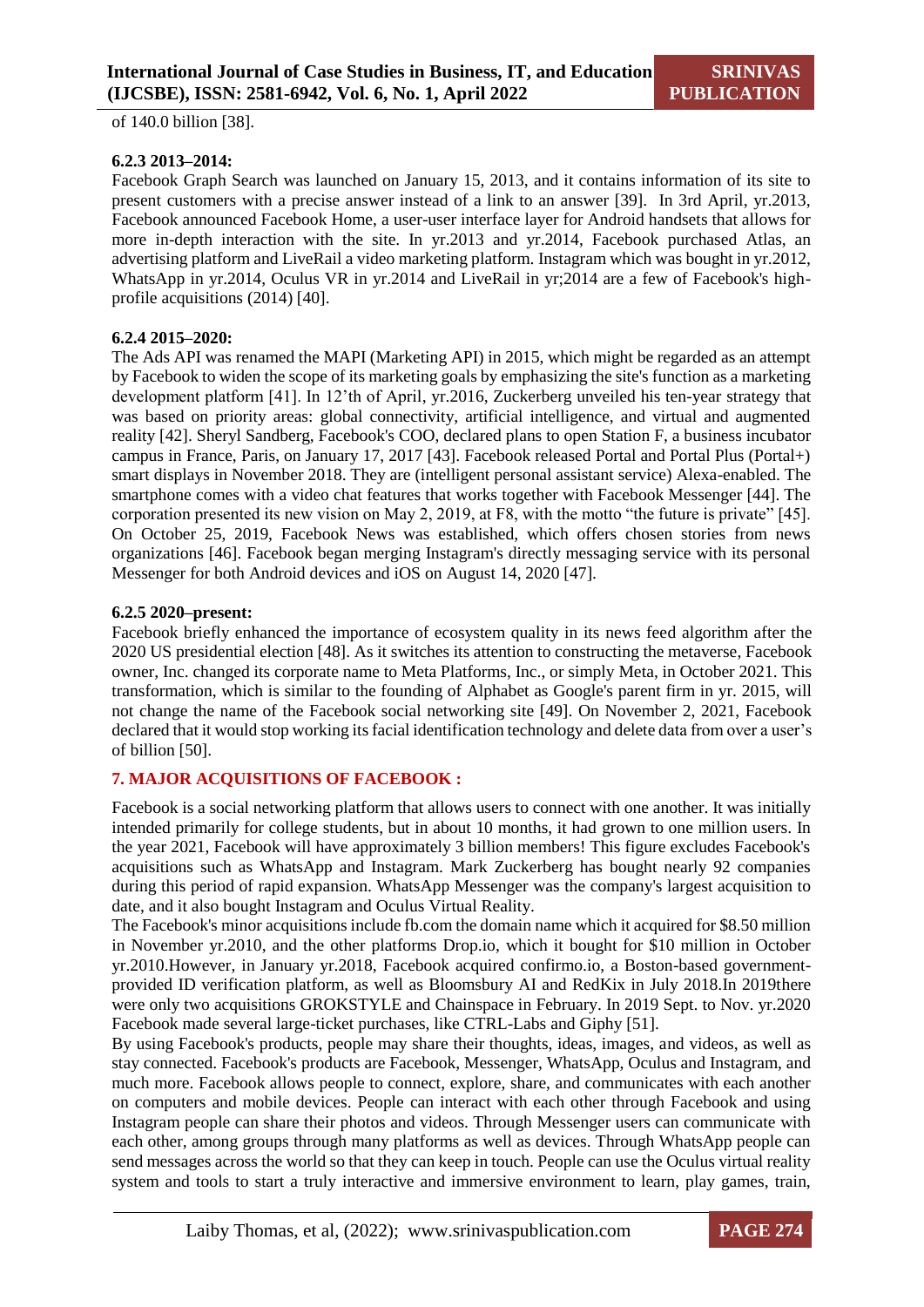of 140.0 billion [38].

#### 6.2.3 2013–2014:

Facebook Graph Search was launched on January 15, 2013, and it contains information of its site to present customers with a precise answer instead of a link to an answer [39]. In 3rd April, yr.2013, Facebook announced Facebook Home, a user-user interface layer for Android handsets that allows for more in-depth interaction with the site. In yr.2013 and yr.2014, Facebook purchased Atlas, an advertising platform and LiveRail a video marketing platform. Instagram which was bought in yr.2012, WhatsApp in yr.2014, Oculus VR in yr.2014 and LiveRail in yr;2014 are a few of Facebook's high-profile acquisitions (2014) [40].

#### 6.2.4 2015–2020:

The Ads API was renamed the MAPI (Marketing API) in 2015, which might be regarded as an attempt by Facebook to widen the scope of its marketing goals by emphasizing the site's function as a marketing development platform [41]. In 12'th of April, yr.2016, Zuckerberg unveiled his ten-year strategy that was based on priority areas: global connectivity, artificial intelligence, and virtual and augmented reality [42]. Sheryl Sandberg, Facebook's COO, declared plans to open Station F, a business incubator campus in France, Paris, on January 17, 2017 [43]. Facebook released Portal and Portal Plus (Portal+) smart displays in November 2018. They are (intelligent personal assistant service) Alexa-enabled. The smartphone comes with a video chat features that works together with Facebook Messenger [44]. The corporation presented its new vision on May 2, 2019, at F8, with the motto "the future is private" [45]. On October 25, 2019, Facebook News was established, which offers chosen stories from news organizations [46]. Facebook began merging Instagram's directly messaging service with its personal Messenger for both Android devices and iOS on August 14, 2020 [47].

#### 6.2.5 2020–present:

Facebook briefly enhanced the importance of ecosystem quality in its news feed algorithm after the 2020 US presidential election [48]. As it switches its attention to constructing the metaverse, Facebook owner, Inc. changed its corporate name to Meta Platforms, Inc., or simply Meta, in October 2021. This transformation, which is similar to the founding of Alphabet as Google's parent firm in yr. 2015, will not change the name of the Facebook social networking site [49]. On November 2, 2021, Facebook declared that it would stop working its facial identification technology and delete data from over a user's of billion [50].

## 7. MAJOR ACQUISITIONS OF FACEBOOK :

Facebook is a social networking platform that allows users to connect with one another. It was initially intended primarily for college students, but in about 10 months, it had grown to one million users. In the year 2021, Facebook will have approximately 3 billion members! This figure excludes Facebook's acquisitions such as WhatsApp and Instagram. Mark Zuckerberg has bought nearly 92 companies during this period of rapid expansion. WhatsApp Messenger was the company's largest acquisition to date, and it also bought Instagram and Oculus Virtual Reality.

The Facebook's minor acquisitions include fb.com the domain name which it acquired for $8.50 million in November yr.2010, and the other platforms Drop.io, which it bought for $10 million in October yr.2010.However, in January yr.2018, Facebook acquired confirmo.io, a Boston-based government-provided ID verification platform, as well as Bloomsbury AI and RedKix in July 2018.In 2019there were only two acquisitions GROKSTYLE and Chainspace in February. In 2019 Sept. to Nov. yr.2020 Facebook made several large-ticket purchases, like CTRL-Labs and Giphy [51].

By using Facebook's products, people may share their thoughts, ideas, images, and videos, as well as stay connected. Facebook's products are Facebook, Messenger, WhatsApp, Oculus and Instagram, and much more. Facebook allows people to connect, explore, share, and communicates with each another on computers and mobile devices. People can interact with each other through Facebook and using Instagram people can share their photos and videos. Through Messenger users can communicate with each other, among groups through many platforms as well as devices. Through WhatsApp people can send messages across the world so that they can keep in touch. People can use the Oculus virtual reality system and tools to start a truly interactive and immersive environment to learn, play games, train,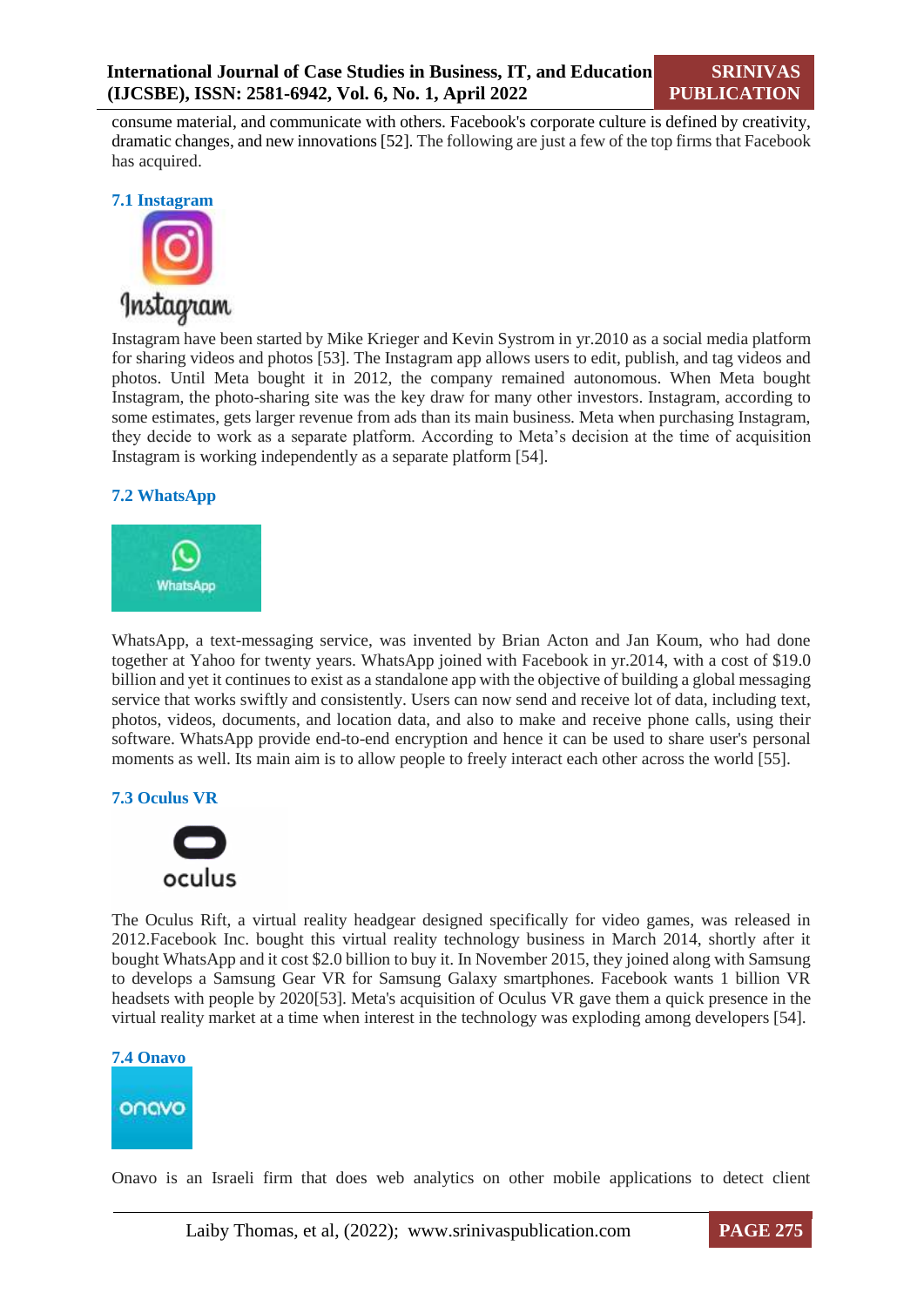consume material, and communicate with others. Facebook's corporate culture is defined by creativity, dramatic changes, and new innovations [52]. The following are just a few of the top firms that Facebook has acquired.

### 7.1 Instagram

Instagram have been started by Mike Krieger and Kevin Systrom in yr.2010 as a social media platform for sharing videos and photos [53]. The Instagram app allows users to edit, publish, and tag videos and photos. Until Meta bought it in 2012, the company remained autonomous. When Meta bought Instagram, the photo-sharing site was the key draw for many other investors. Instagram, according to some estimates, gets larger revenue from ads than its main business. Meta when purchasing Instagram, they decide to work as a separate platform. According to Meta's decision at the time of acquisition Instagram is working independently as a separate platform [54].

### 7.2 WhatsApp

WhatsApp, a text-messaging service, was invented by Brian Acton and Jan Koum, who had done together at Yahoo for twenty years. WhatsApp joined with Facebook in yr.2014, with a cost of $19.0 billion and yet it continues to exist as a standalone app with the objective of building a global messaging service that works swiftly and consistently. Users can now send and receive lot of data, including text, photos, videos, documents, and location data, and also to make and receive phone calls, using their software. WhatsApp provide end-to-end encryption and hence it can be used to share user's personal moments as well. Its main aim is to allow people to freely interact each other across the world [55].

### 7.3 Oculus VR

The Oculus Rift, a virtual reality headgear designed specifically for video games, was released in 2012.Facebook Inc. bought this virtual reality technology business in March 2014, shortly after it bought WhatsApp and it cost $2.0 billion to buy it. In November 2015, they joined along with Samsung to develops a Samsung Gear VR for Samsung Galaxy smartphones. Facebook wants 1 billion VR headsets with people by 2020[53]. Meta's acquisition of Oculus VR gave them a quick presence in the virtual reality market at a time when interest in the technology was exploding among developers [54].

### 7.4 Onavo

Onavo is an Israeli firm that does web analytics on other mobile applications to detect client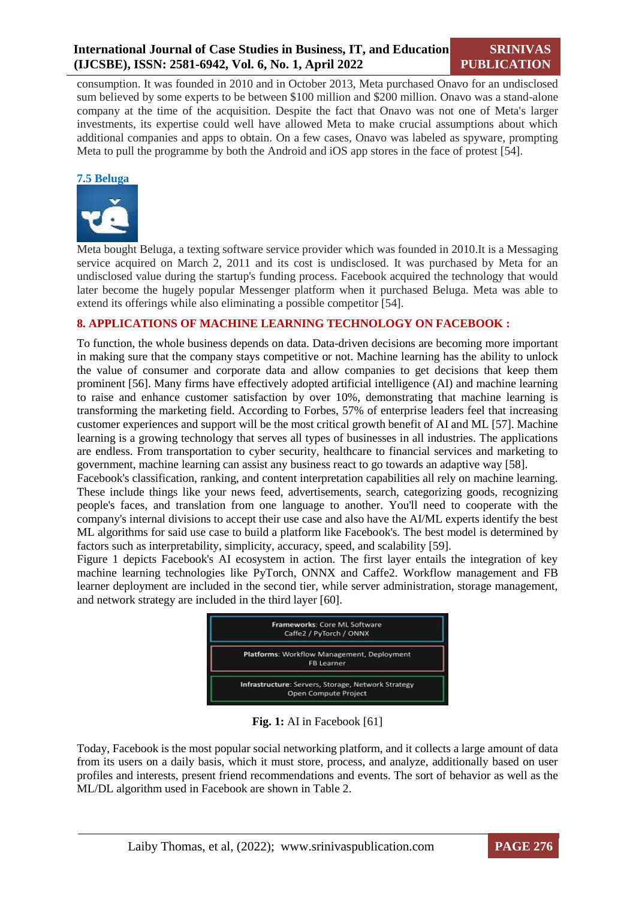consumption. It was founded in 2010 and in October 2013, Meta purchased Onavo for an undisclosed sum believed by some experts to be between $100 million and $200 million. Onavo was a stand-alone company at the time of the acquisition. Despite the fact that Onavo was not one of Meta's larger investments, its expertise could well have allowed Meta to make crucial assumptions about which additional companies and apps to obtain. On a few cases, Onavo was labeled as spyware, prompting Meta to pull the programme by both the Android and iOS app stores in the face of protest [54].

### 7.5 Beluga

Meta bought Beluga, a texting software service provider which was founded in 2010.It is a Messaging service acquired on March 2, 2011 and its cost is undisclosed. It was purchased by Meta for an undisclosed value during the startup's funding process. Facebook acquired the technology that would later become the hugely popular Messenger platform when it purchased Beluga. Meta was able to extend its offerings while also eliminating a possible competitor [54].

## 8. APPLICATIONS OF MACHINE LEARNING TECHNOLOGY ON FACEBOOK :

To function, the whole business depends on data. Data-driven decisions are becoming more important in making sure that the company stays competitive or not. Machine learning has the ability to unlock the value of consumer and corporate data and allow companies to get decisions that keep them prominent [56]. Many firms have effectively adopted artificial intelligence (AI) and machine learning to raise and enhance customer satisfaction by over 10%, demonstrating that machine learning is transforming the marketing field. According to Forbes, 57% of enterprise leaders feel that increasing customer experiences and support will be the most critical growth benefit of AI and ML [57]. Machine learning is a growing technology that serves all types of businesses in all industries. The applications are endless. From transportation to cyber security, healthcare to financial services and marketing to government, machine learning can assist any business react to go towards an adaptive way [58].

Facebook's classification, ranking, and content interpretation capabilities all rely on machine learning. These include things like your news feed, advertisements, search, categorizing goods, recognizing people's faces, and translation from one language to another. You'll need to cooperate with the company's internal divisions to accept their use case and also have the AI/ML experts identify the best ML algorithms for said use case to build a platform like Facebook's. The best model is determined by factors such as interpretability, simplicity, accuracy, speed, and scalability [59].

Figure 1 depicts Facebook's AI ecosystem in action. The first layer entails the integration of key machine learning technologies like PyTorch, ONNX and Caffe2. Workflow management and FB learner deployment are included in the second tier, while server administration, storage management, and network strategy are included in the third layer [60].

| Frameworks: Core ML Software Caffe2 / PyTorch / ONNX |
|---|
| Platforms: Workflow Management, Deployment FB Learner |
| Infrastructure: Servers, Storage, Network Strategy Open Compute Project |

**Fig. 1:** AI in Facebook [61]

Today, Facebook is the most popular social networking platform, and it collects a large amount of data from its users on a daily basis, which it must store, process, and analyze, additionally based on user profiles and interests, present friend recommendations and events. The sort of behavior as well as the ML/DL algorithm used in Facebook are shown in Table 2.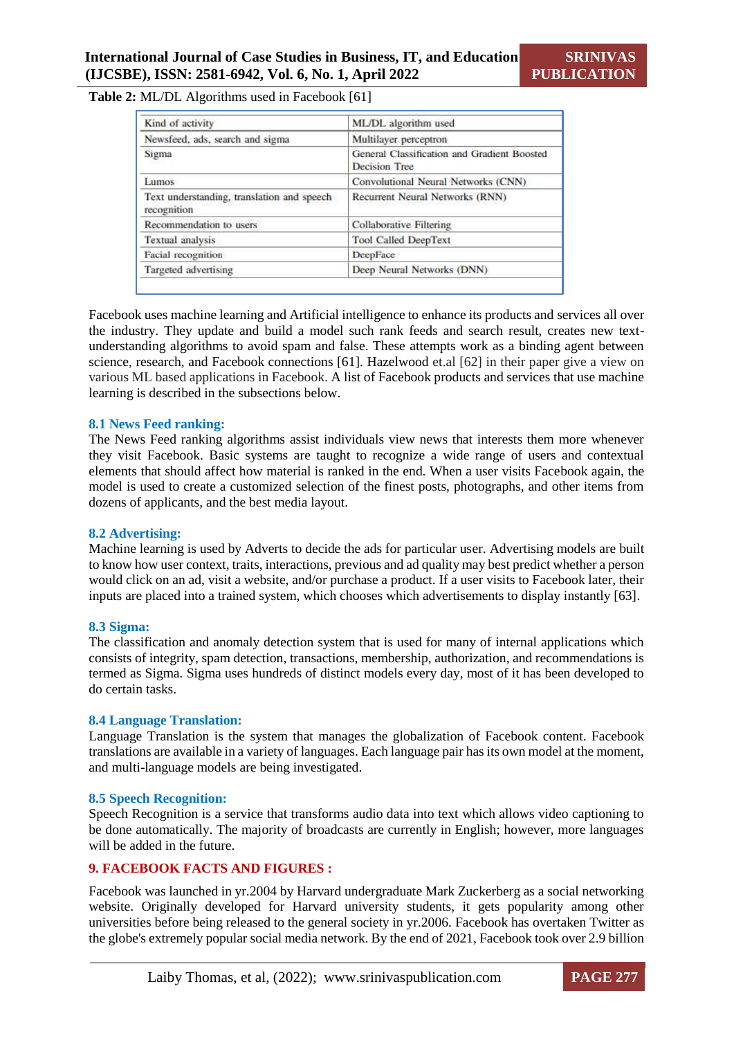**Table 2:** ML/DL Algorithms used in Facebook [61]

| Kind of activity | ML/DL algorithm used |
|---|---|
| Newsfeed, ads, search and sigma | Multilayer perceptron |
| Sigma | General Classification and Gradient Boosted Decision Tree |
| Lumos | Convolutional Neural Networks (CNN) |
| Text understanding, translation and speech recognition | Recurrent Neural Networks (RNN) |
| Recommendation to users | Collaborative Filtering |
| Textual analysis | Tool Called DeepText |
| Facial recognition | DeepFace |
| Targeted advertising | Deep Neural Networks (DNN) |

Facebook uses machine learning and Artificial intelligence to enhance its products and services all over the industry. They update and build a model such rank feeds and search result, creates new text-understanding algorithms to avoid spam and false. These attempts work as a binding agent between science, research, and Facebook connections [61]. Hazelwood et.al [62] in their paper give a view on various ML based applications in Facebook. A list of Facebook products and services that use machine learning is described in the subsections below.

### 8.1 News Feed ranking:

The News Feed ranking algorithms assist individuals view news that interests them more whenever they visit Facebook. Basic systems are taught to recognize a wide range of users and contextual elements that should affect how material is ranked in the end. When a user visits Facebook again, the model is used to create a customized selection of the finest posts, photographs, and other items from dozens of applicants, and the best media layout.

### 8.2 Advertising:

Machine learning is used by Adverts to decide the ads for particular user. Advertising models are built to know how user context, traits, interactions, previous and ad quality may best predict whether a person would click on an ad, visit a website, and/or purchase a product. If a user visits to Facebook later, their inputs are placed into a trained system, which chooses which advertisements to display instantly [63].

### 8.3 Sigma:

The classification and anomaly detection system that is used for many of internal applications which consists of integrity, spam detection, transactions, membership, authorization, and recommendations is termed as Sigma. Sigma uses hundreds of distinct models every day, most of it has been developed to do certain tasks.

### 8.4 Language Translation:

Language Translation is the system that manages the globalization of Facebook content. Facebook translations are available in a variety of languages. Each language pair has its own model at the moment, and multi-language models are being investigated.

### 8.5 Speech Recognition:

Speech Recognition is a service that transforms audio data into text which allows video captioning to be done automatically. The majority of broadcasts are currently in English; however, more languages will be added in the future.

## 9. FACEBOOK FACTS AND FIGURES :

Facebook was launched in yr.2004 by Harvard undergraduate Mark Zuckerberg as a social networking website. Originally developed for Harvard university students, it gets popularity among other universities before being released to the general society in yr.2006. Facebook has overtaken Twitter as the globe's extremely popular social media network. By the end of 2021, Facebook took over 2.9 billion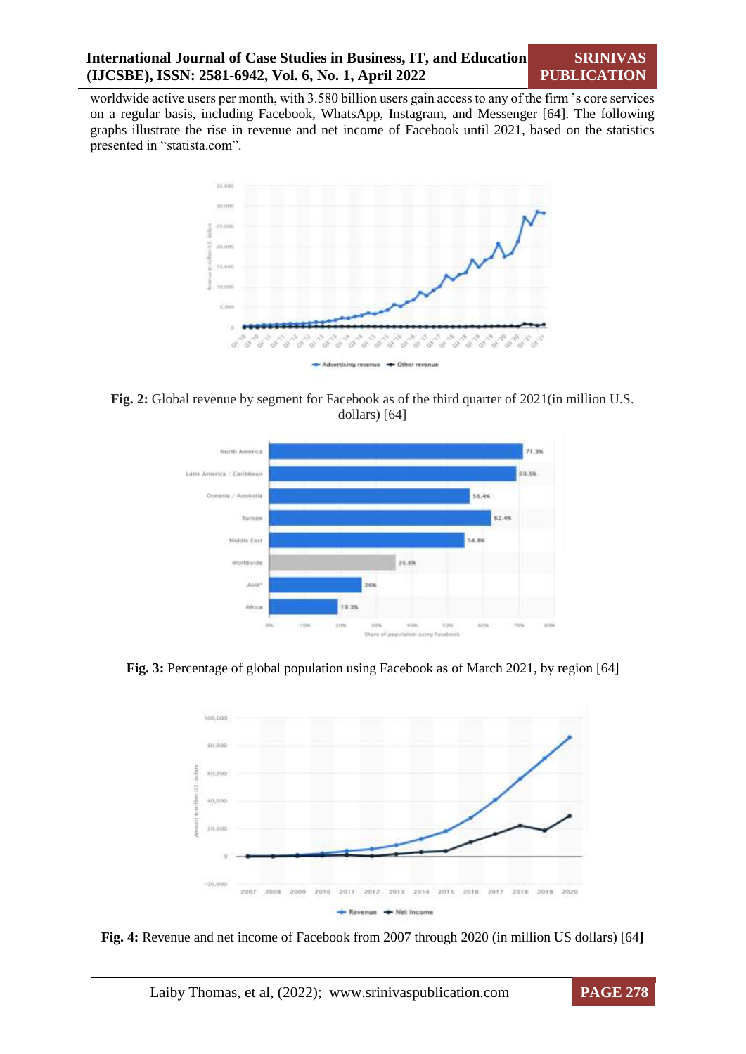worldwide active users per month, with 3.580 billion users gain access to any of the firm 's core services on a regular basis, including Facebook, WhatsApp, Instagram, and Messenger [64]. The following graphs illustrate the rise in revenue and net income of Facebook until 2021, based on the statistics presented in "statista.com".

**Fig. 2:** Global revenue by segment for Facebook as of the third quarter of 2021(in million U.S. dollars) [64]

**Fig. 3:** Percentage of global population using Facebook as of March 2021, by region [64]

**Fig. 4:** Revenue and net income of Facebook from 2007 through 2020 (in million US dollars) [64]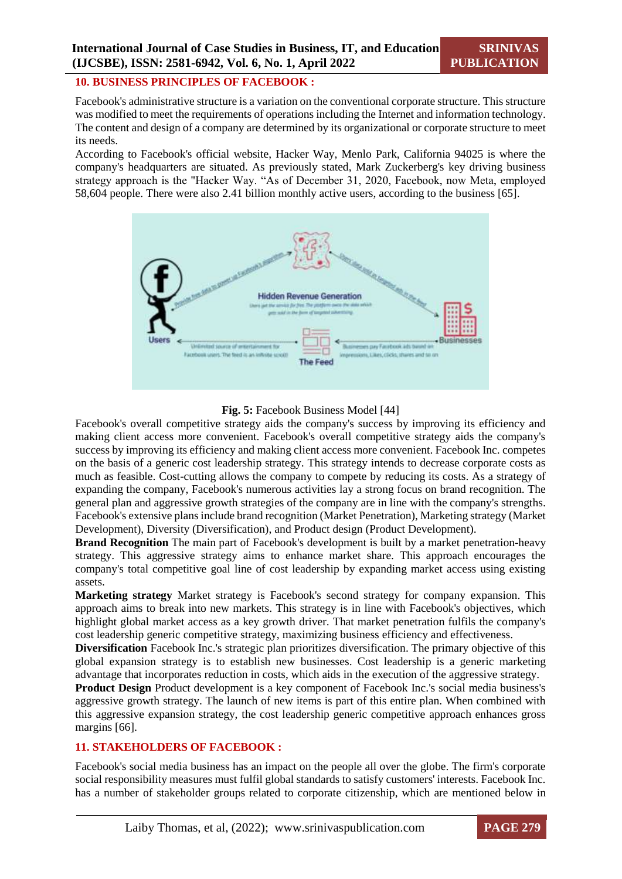## 10. BUSINESS PRINCIPLES OF FACEBOOK :

Facebook's administrative structure is a variation on the conventional corporate structure. This structure was modified to meet the requirements of operations including the Internet and information technology. The content and design of a company are determined by its organizational or corporate structure to meet its needs.

According to Facebook's official website, Hacker Way, Menlo Park, California 94025 is where the company's headquarters are situated. As previously stated, Mark Zuckerberg's key driving business strategy approach is the "Hacker Way. "As of December 31, 2020, Facebook, now Meta, employed 58,604 people. There were also 2.41 billion monthly active users, according to the business [65].

**Fig. 5:** Facebook Business Model [44]

Facebook's overall competitive strategy aids the company's success by improving its efficiency and making client access more convenient. Facebook's overall competitive strategy aids the company's success by improving its efficiency and making client access more convenient. Facebook Inc. competes on the basis of a generic cost leadership strategy. This strategy intends to decrease corporate costs as much as feasible. Cost-cutting allows the company to compete by reducing its costs. As a strategy of expanding the company, Facebook's numerous activities lay a strong focus on brand recognition. The general plan and aggressive growth strategies of the company are in line with the company's strengths. Facebook's extensive plans include brand recognition (Market Penetration), Marketing strategy (Market Development), Diversity (Diversification), and Product design (Product Development).

**Brand Recognition** The main part of Facebook's development is built by a market penetration-heavy strategy. This aggressive strategy aims to enhance market share. This approach encourages the company's total competitive goal line of cost leadership by expanding market access using existing assets.

**Marketing strategy** Market strategy is Facebook's second strategy for company expansion. This approach aims to break into new markets. This strategy is in line with Facebook's objectives, which highlight global market access as a key growth driver. That market penetration fulfils the company's cost leadership generic competitive strategy, maximizing business efficiency and effectiveness.

**Diversification** Facebook Inc.'s strategic plan prioritizes diversification. The primary objective of this global expansion strategy is to establish new businesses. Cost leadership is a generic marketing strategy advantage that incorporates reduction in costs, which aids in the execution of the aggressive strategy.

**Product Design** Product development is a key component of Facebook Inc.'s social media business's aggressive growth strategy. The launch of new items is part of this entire plan. When combined with this aggressive expansion strategy, the cost leadership generic competitive approach enhances gross margins [66].

## 11. STAKEHOLDERS OF FACEBOOK :

Facebook's social media business has an impact on the people all over the globe. The firm's corporate social responsibility measures must fulfil global standards to satisfy customers' interests. Facebook Inc. has a number of stakeholder groups related to corporate citizenship, which are mentioned below in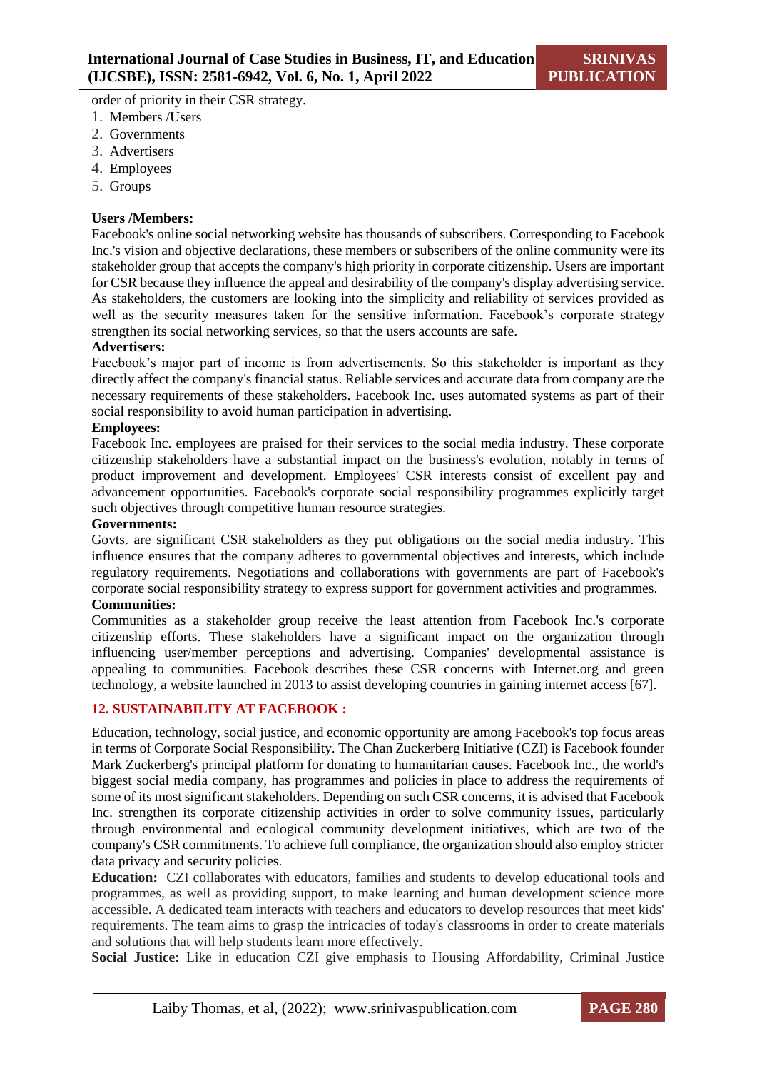order of priority in their CSR strategy.

1. Members /Users
2. Governments
3. Advertisers
4. Employees
5. Groups

**Users /Members:**
Facebook's online social networking website has thousands of subscribers. Corresponding to Facebook Inc.'s vision and objective declarations, these members or subscribers of the online community were its stakeholder group that accepts the company's high priority in corporate citizenship. Users are important for CSR because they influence the appeal and desirability of the company's display advertising service. As stakeholders, the customers are looking into the simplicity and reliability of services provided as well as the security measures taken for the sensitive information. Facebook's corporate strategy strengthen its social networking services, so that the users accounts are safe.

**Advertisers:**
Facebook's major part of income is from advertisements. So this stakeholder is important as they directly affect the company's financial status. Reliable services and accurate data from company are the necessary requirements of these stakeholders. Facebook Inc. uses automated systems as part of their social responsibility to avoid human participation in advertising.

**Employees:**
Facebook Inc. employees are praised for their services to the social media industry. These corporate citizenship stakeholders have a substantial impact on the business's evolution, notably in terms of product improvement and development. Employees' CSR interests consist of excellent pay and advancement opportunities. Facebook's corporate social responsibility programmes explicitly target such objectives through competitive human resource strategies.

**Governments:**
Govts. are significant CSR stakeholders as they put obligations on the social media industry. This influence ensures that the company adheres to governmental objectives and interests, which include regulatory requirements. Negotiations and collaborations with governments are part of Facebook's corporate social responsibility strategy to express support for government activities and programmes.

**Communities:**
Communities as a stakeholder group receive the least attention from Facebook Inc.'s corporate citizenship efforts. These stakeholders have a significant impact on the organization through influencing user/member perceptions and advertising. Companies' developmental assistance is appealing to communities. Facebook describes these CSR concerns with Internet.org and green technology, a website launched in 2013 to assist developing countries in gaining internet access [67].

## 12. SUSTAINABILITY AT FACEBOOK :

Education, technology, social justice, and economic opportunity are among Facebook's top focus areas in terms of Corporate Social Responsibility. The Chan Zuckerberg Initiative (CZI) is Facebook founder Mark Zuckerberg's principal platform for donating to humanitarian causes. Facebook Inc., the world's biggest social media company, has programmes and policies in place to address the requirements of some of its most significant stakeholders. Depending on such CSR concerns, it is advised that Facebook Inc. strengthen its corporate citizenship activities in order to solve community issues, particularly through environmental and ecological community development initiatives, which are two of the company's CSR commitments. To achieve full compliance, the organization should also employ stricter data privacy and security policies.

**Education:** CZI collaborates with educators, families and students to develop educational tools and programmes, as well as providing support, to make learning and human development science more accessible. A dedicated team interacts with teachers and educators to develop resources that meet kids' requirements. The team aims to grasp the intricacies of today's classrooms in order to create materials and solutions that will help students learn more effectively.

**Social Justice:** Like in education CZI give emphasis to Housing Affordability, Criminal Justice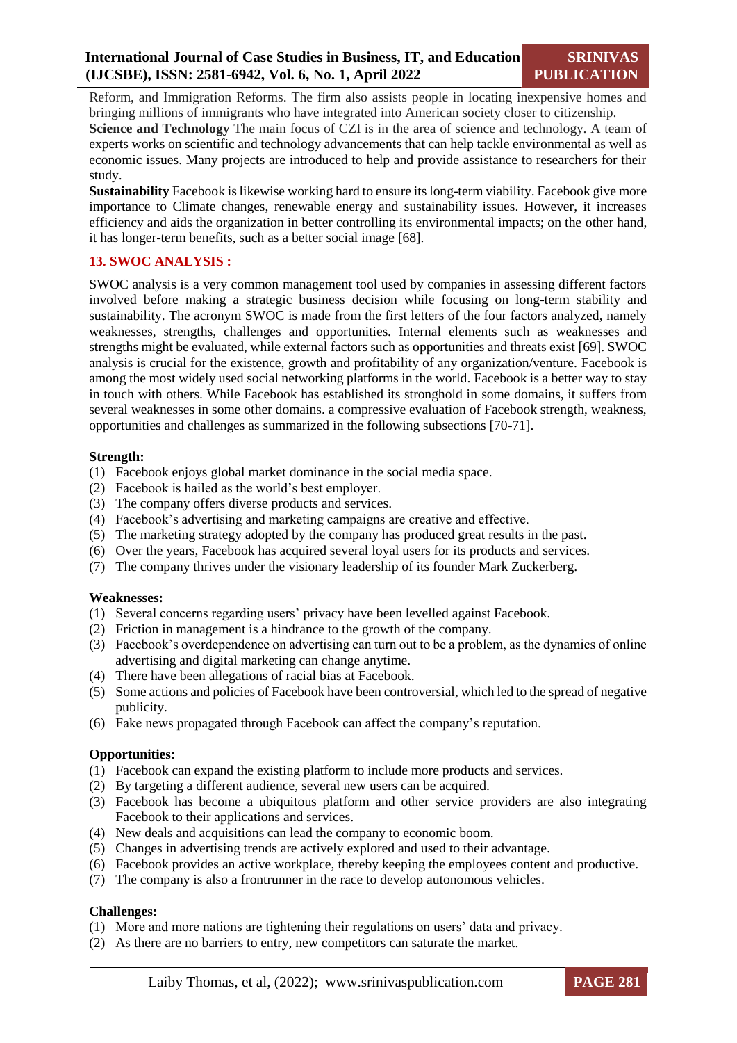Reform, and Immigration Reforms. The firm also assists people in locating inexpensive homes and bringing millions of immigrants who have integrated into American society closer to citizenship.

**Science and Technology** The main focus of CZI is in the area of science and technology. A team of experts works on scientific and technology advancements that can help tackle environmental as well as economic issues. Many projects are introduced to help and provide assistance to researchers for their study.

**Sustainability** Facebook is likewise working hard to ensure its long-term viability. Facebook give more importance to Climate changes, renewable energy and sustainability issues. However, it increases efficiency and aids the organization in better controlling its environmental impacts; on the other hand, it has longer-term benefits, such as a better social image [68].

## 13. SWOC ANALYSIS :

SWOC analysis is a very common management tool used by companies in assessing different factors involved before making a strategic business decision while focusing on long-term stability and sustainability. The acronym SWOC is made from the first letters of the four factors analyzed, namely weaknesses, strengths, challenges and opportunities. Internal elements such as weaknesses and strengths might be evaluated, while external factors such as opportunities and threats exist [69]. SWOC analysis is crucial for the existence, growth and profitability of any organization/venture. Facebook is among the most widely used social networking platforms in the world. Facebook is a better way to stay in touch with others. While Facebook has established its stronghold in some domains, it suffers from several weaknesses in some other domains. a compressive evaluation of Facebook strength, weakness, opportunities and challenges as summarized in the following subsections [70-71].

**Strength:**

(1) Facebook enjoys global market dominance in the social media space.
(2) Facebook is hailed as the world's best employer.
(3) The company offers diverse products and services.
(4) Facebook's advertising and marketing campaigns are creative and effective.
(5) The marketing strategy adopted by the company has produced great results in the past.
(6) Over the years, Facebook has acquired several loyal users for its products and services.
(7) The company thrives under the visionary leadership of its founder Mark Zuckerberg.

**Weaknesses:**

(1) Several concerns regarding users' privacy have been levelled against Facebook.
(2) Friction in management is a hindrance to the growth of the company.
(3) Facebook's overdependence on advertising can turn out to be a problem, as the dynamics of online advertising and digital marketing can change anytime.
(4) There have been allegations of racial bias at Facebook.
(5) Some actions and policies of Facebook have been controversial, which led to the spread of negative publicity.
(6) Fake news propagated through Facebook can affect the company's reputation.

**Opportunities:**

(1) Facebook can expand the existing platform to include more products and services.
(2) By targeting a different audience, several new users can be acquired.
(3) Facebook has become a ubiquitous platform and other service providers are also integrating Facebook to their applications and services.
(4) New deals and acquisitions can lead the company to economic boom.
(5) Changes in advertising trends are actively explored and used to their advantage.
(6) Facebook provides an active workplace, thereby keeping the employees content and productive.
(7) The company is also a frontrunner in the race to develop autonomous vehicles.

**Challenges:**

(1) More and more nations are tightening their regulations on users' data and privacy.
(2) As there are no barriers to entry, new competitors can saturate the market.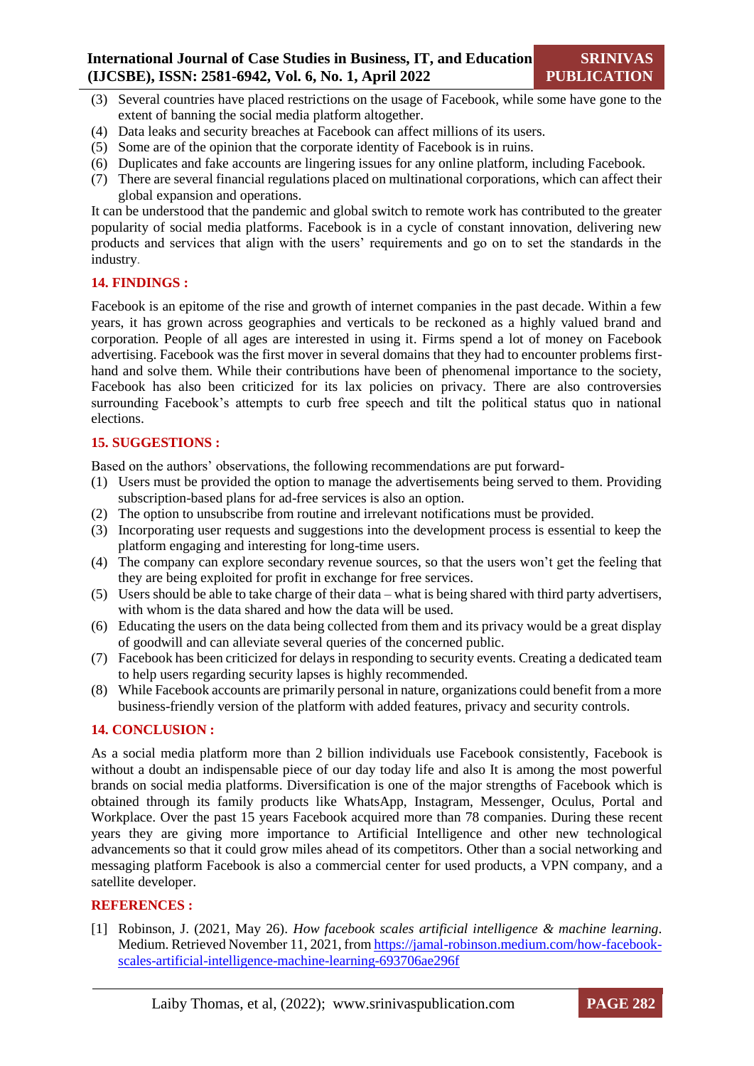(3) Several countries have placed restrictions on the usage of Facebook, while some have gone to the extent of banning the social media platform altogether.
(4) Data leaks and security breaches at Facebook can affect millions of its users.
(5) Some are of the opinion that the corporate identity of Facebook is in ruins.
(6) Duplicates and fake accounts are lingering issues for any online platform, including Facebook.
(7) There are several financial regulations placed on multinational corporations, which can affect their global expansion and operations.

It can be understood that the pandemic and global switch to remote work has contributed to the greater popularity of social media platforms. Facebook is in a cycle of constant innovation, delivering new products and services that align with the users' requirements and go on to set the standards in the industry.

## 14. FINDINGS :

Facebook is an epitome of the rise and growth of internet companies in the past decade. Within a few years, it has grown across geographies and verticals to be reckoned as a highly valued brand and corporation. People of all ages are interested in using it. Firms spend a lot of money on Facebook advertising. Facebook was the first mover in several domains that they had to encounter problems first-hand and solve them. While their contributions have been of phenomenal importance to the society, Facebook has also been criticized for its lax policies on privacy. There are also controversies surrounding Facebook's attempts to curb free speech and tilt the political status quo in national elections.

## 15. SUGGESTIONS :

Based on the authors' observations, the following recommendations are put forward-

(1) Users must be provided the option to manage the advertisements being served to them. Providing subscription-based plans for ad-free services is also an option.
(2) The option to unsubscribe from routine and irrelevant notifications must be provided.
(3) Incorporating user requests and suggestions into the development process is essential to keep the platform engaging and interesting for long-time users.
(4) The company can explore secondary revenue sources, so that the users won't get the feeling that they are being exploited for profit in exchange for free services.
(5) Users should be able to take charge of their data – what is being shared with third party advertisers, with whom is the data shared and how the data will be used.
(6) Educating the users on the data being collected from them and its privacy would be a great display of goodwill and can alleviate several queries of the concerned public.
(7) Facebook has been criticized for delays in responding to security events. Creating a dedicated team to help users regarding security lapses is highly recommended.
(8) While Facebook accounts are primarily personal in nature, organizations could benefit from a more business-friendly version of the platform with added features, privacy and security controls.

## 14. CONCLUSION :

As a social media platform more than 2 billion individuals use Facebook consistently, Facebook is without a doubt an indispensable piece of our day today life and also It is among the most powerful brands on social media platforms. Diversification is one of the major strengths of Facebook which is obtained through its family products like WhatsApp, Instagram, Messenger, Oculus, Portal and Workplace. Over the past 15 years Facebook acquired more than 78 companies. During these recent years they are giving more importance to Artificial Intelligence and other new technological advancements so that it could grow miles ahead of its competitors. Other than a social networking and messaging platform Facebook is also a commercial center for used products, a VPN company, and a satellite developer.

## REFERENCES :

[1] Robinson, J. (2021, May 26). *How facebook scales artificial intelligence & machine learning*. Medium. Retrieved November 11, 2021, from https://jamal-robinson.medium.com/how-facebook-scales-artificial-intelligence-machine-learning-693706ae296f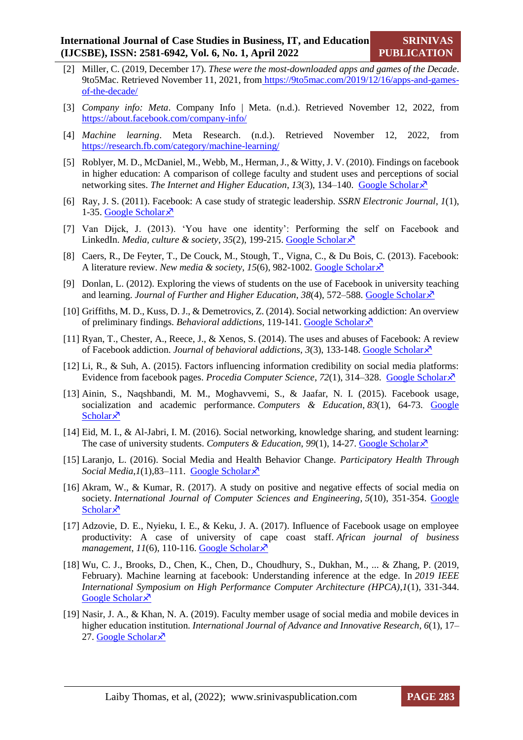[2] Miller, C. (2019, December 17). *These were the most-downloaded apps and games of the Decade*. 9to5Mac. Retrieved November 11, 2021, from https://9to5mac.com/2019/12/16/apps-and-games-of-the-decade/

[3] *Company info: Meta*. Company Info | Meta. (n.d.). Retrieved November 12, 2022, from https://about.facebook.com/company-info/

[4] *Machine learning*. Meta Research. (n.d.). Retrieved November 12, 2022, from https://research.fb.com/category/machine-learning/

[5] Roblyer, M. D., McDaniel, M., Webb, M., Herman, J., & Witty, J. V. (2010). Findings on facebook in higher education: A comparison of college faculty and student uses and perceptions of social networking sites. *The Internet and Higher Education*, *13*(3), 134–140. Google Scholar

[6] Ray, J. S. (2011). Facebook: A case study of strategic leadership. *SSRN Electronic Journal*, *1*(1), 1-35. Google Scholar

[7] Van Dijck, J. (2013). 'You have one identity': Performing the self on Facebook and LinkedIn. *Media, culture & society*, *35*(2), 199-215. Google Scholar

[8] Caers, R., De Feyter, T., De Couck, M., Stough, T., Vigna, C., & Du Bois, C. (2013). Facebook: A literature review. *New media & society*, *15*(6), 982-1002. Google Scholar

[9] Donlan, L. (2012). Exploring the views of students on the use of Facebook in university teaching and learning. *Journal of Further and Higher Education*, *38*(4), 572–588. Google Scholar

[10] Griffiths, M. D., Kuss, D. J., & Demetrovics, Z. (2014). Social networking addiction: An overview of preliminary findings. *Behavioral addictions*, 119-141. Google Scholar

[11] Ryan, T., Chester, A., Reece, J., & Xenos, S. (2014). The uses and abuses of Facebook: A review of Facebook addiction. *Journal of behavioral addictions*, *3*(3), 133-148. Google Scholar

[12] Li, R., & Suh, A. (2015). Factors influencing information credibility on social media platforms: Evidence from facebook pages. *Procedia Computer Science*, *72*(1), 314–328. Google Scholar

[13] Ainin, S., Naqshbandi, M. M., Moghavvemi, S., & Jaafar, N. I. (2015). Facebook usage, socialization and academic performance. *Computers & Education*, *83*(1), 64-73. Google Scholar

[14] Eid, M. I., & Al-Jabri, I. M. (2016). Social networking, knowledge sharing, and student learning: The case of university students. *Computers & Education*, *99*(1), 14-27. Google Scholar

[15] Laranjo, L. (2016). Social Media and Health Behavior Change. *Participatory Health Through Social Media*,*1*(1),83–111. Google Scholar

[16] Akram, W., & Kumar, R. (2017). A study on positive and negative effects of social media on society. *International Journal of Computer Sciences and Engineering*, *5*(10), 351-354. Google Scholar

[17] Adzovie, D. E., Nyieku, I. E., & Keku, J. A. (2017). Influence of Facebook usage on employee productivity: A case of university of cape coast staff. *African journal of business management*, *11*(6), 110-116. Google Scholar

[18] Wu, C. J., Brooks, D., Chen, K., Chen, D., Choudhury, S., Dukhan, M., ... & Zhang, P. (2019, February). Machine learning at facebook: Understanding inference at the edge. In *2019 IEEE International Symposium on High Performance Computer Architecture (HPCA)*,*1*(1), 331-344. Google Scholar

[19] Nasir, J. A., & Khan, N. A. (2019). Faculty member usage of social media and mobile devices in higher education institution. *International Journal of Advance and Innovative Research*, *6*(1), 17–27. Google Scholar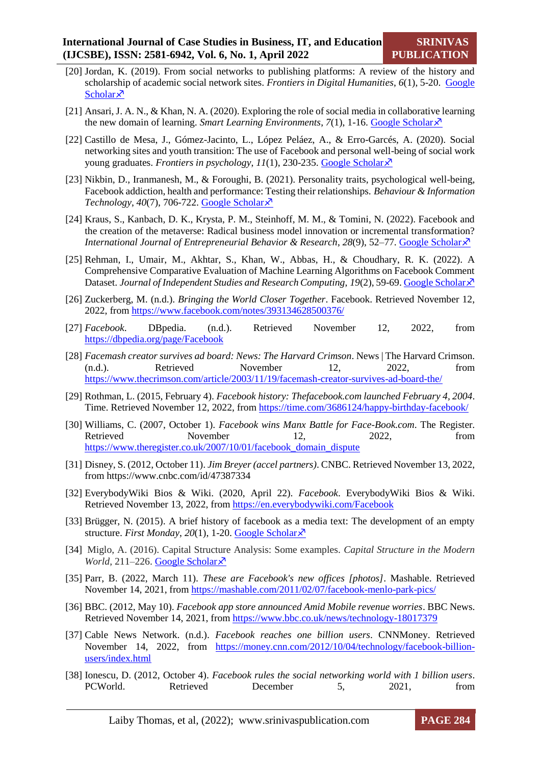[20] Jordan, K. (2019). From social networks to publishing platforms: A review of the history and scholarship of academic social network sites. *Frontiers in Digital Humanities*, *6*(1), 5-20. Google Scholar↗

[21] Ansari, J. A. N., & Khan, N. A. (2020). Exploring the role of social media in collaborative learning the new domain of learning. *Smart Learning Environments*, *7*(1), 1-16. Google Scholar↗

[22] Castillo de Mesa, J., Gómez-Jacinto, L., López Peláez, A., & Erro-Garcés, A. (2020). Social networking sites and youth transition: The use of Facebook and personal well-being of social work young graduates. *Frontiers in psychology*, *11*(1), 230-235. Google Scholar↗

[23] Nikbin, D., Iranmanesh, M., & Foroughi, B. (2021). Personality traits, psychological well-being, Facebook addiction, health and performance: Testing their relationships. *Behaviour & Information Technology*, *40*(7), 706-722. Google Scholar↗

[24] Kraus, S., Kanbach, D. K., Krysta, P. M., Steinhoff, M. M., & Tomini, N. (2022). Facebook and the creation of the metaverse: Radical business model innovation or incremental transformation? *International Journal of Entrepreneurial Behavior & Research*, *28*(9), 52–77. Google Scholar↗

[25] Rehman, I., Umair, M., Akhtar, S., Khan, W., Abbas, H., & Choudhary, R. K. (2022). A Comprehensive Comparative Evaluation of Machine Learning Algorithms on Facebook Comment Dataset. *Journal of Independent Studies and Research Computing*, *19*(2), 59-69. Google Scholar↗

[26] Zuckerberg, M. (n.d.). *Bringing the World Closer Together*. Facebook. Retrieved November 12, 2022, from https://www.facebook.com/notes/393134628500376/

[27] *Facebook*. DBpedia. (n.d.). Retrieved November 12, 2022, from https://dbpedia.org/page/Facebook

[28] *Facemash creator survives ad board: News: The Harvard Crimson*. News | The Harvard Crimson. (n.d.). Retrieved November 12, 2022, from https://www.thecrimson.com/article/2003/11/19/facemash-creator-survives-ad-board-the/

[29] Rothman, L. (2015, February 4). *Facebook history: Thefacebook.com launched February 4, 2004*. Time. Retrieved November 12, 2022, from https://time.com/3686124/happy-birthday-facebook/

[30] Williams, C. (2007, October 1). *Facebook wins Manx Battle for Face-Book.com*. The Register. Retrieved November 12, 2022, from https://www.theregister.co.uk/2007/10/01/facebook_domain_dispute

[31] Disney, S. (2012, October 11). *Jim Breyer (accel partners)*. CNBC. Retrieved November 13, 2022, from https://www.cnbc.com/id/47387334

[32] EverybodyWiki Bios & Wiki. (2020, April 22). *Facebook*. EverybodyWiki Bios & Wiki. Retrieved November 13, 2022, from https://en.everybodywiki.com/Facebook

[33] Brügger, N. (2015). A brief history of facebook as a media text: The development of an empty structure. *First Monday*, *20*(1), 1-20. Google Scholar↗

[34] Miglo, A. (2016). Capital Structure Analysis: Some examples. *Capital Structure in the Modern World*, 211–226. Google Scholar↗

[35] Parr, B. (2022, March 11). *These are Facebook's new offices [photos]*. Mashable. Retrieved November 14, 2021, from https://mashable.com/2011/02/07/facebook-menlo-park-pics/

[36] BBC. (2012, May 10). *Facebook app store announced Amid Mobile revenue worries*. BBC News. Retrieved November 14, 2021, from https://www.bbc.co.uk/news/technology-18017379

[37] Cable News Network. (n.d.). *Facebook reaches one billion users*. CNNMoney. Retrieved November 14, 2022, from https://money.cnn.com/2012/10/04/technology/facebook-billion-users/index.html

[38] Ionescu, D. (2012, October 4). *Facebook rules the social networking world with 1 billion users*. PCWorld. Retrieved December 5, 2021, from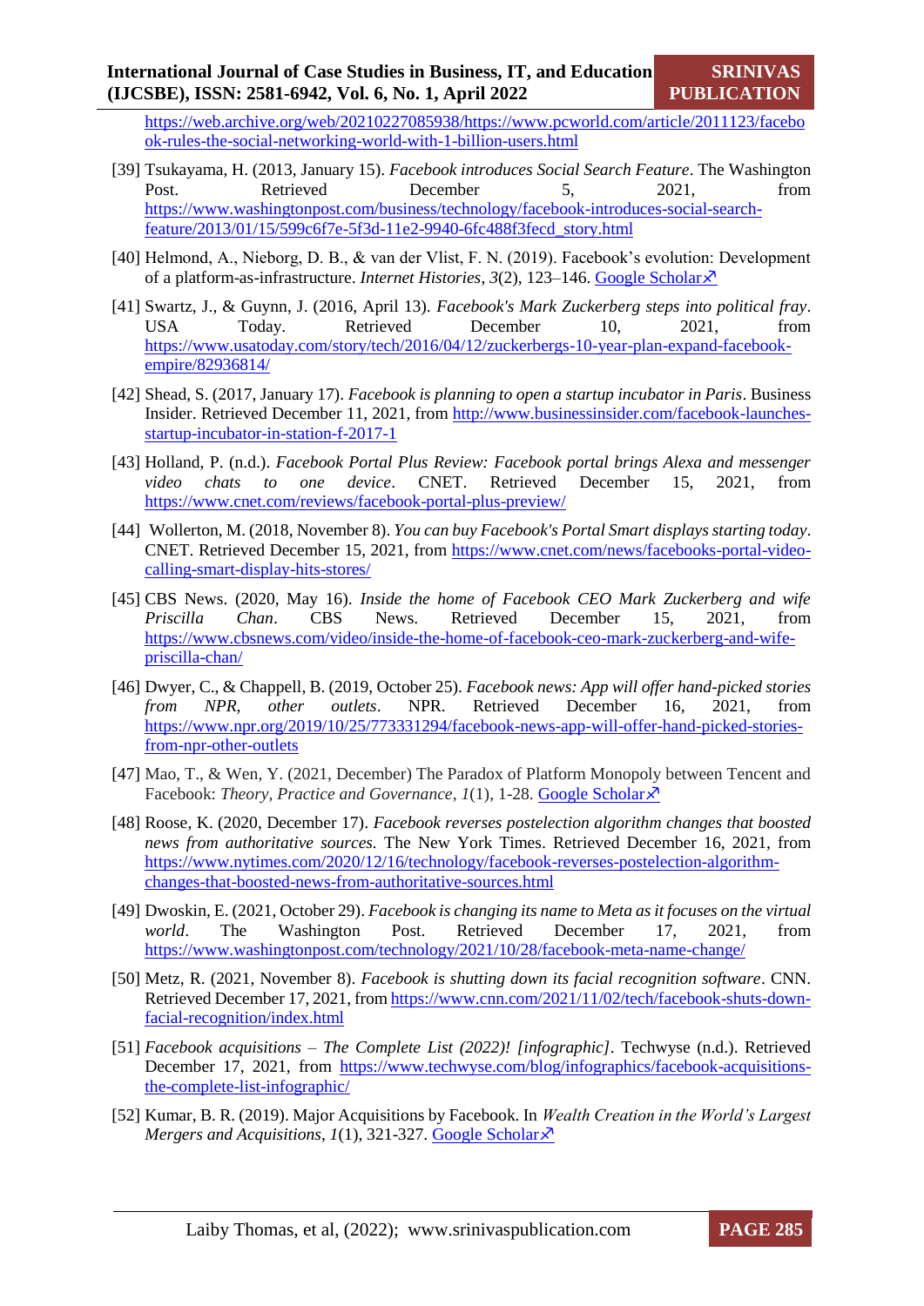https://web.archive.org/web/20210227085938/https://www.pcworld.com/article/2011123/facebook-rules-the-social-networking-world-with-1-billion-users.html

[39] Tsukayama, H. (2013, January 15). *Facebook introduces Social Search Feature*. The Washington Post. Retrieved December 5, 2021, from https://www.washingtonpost.com/business/technology/facebook-introduces-social-search-feature/2013/01/15/599c6f7e-5f3d-11e2-9940-6fc488f3fecd_story.html

[40] Helmond, A., Nieborg, D. B., & van der Vlist, F. N. (2019). Facebook's evolution: Development of a platform-as-infrastructure. *Internet Histories*, *3*(2), 123–146. Google Scholar

[41] Swartz, J., & Guynn, J. (2016, April 13). *Facebook's Mark Zuckerberg steps into political fray*. USA Today. Retrieved December 10, 2021, from https://www.usatoday.com/story/tech/2016/04/12/zuckerbergs-10-year-plan-expand-facebook-empire/82936814/

[42] Shead, S. (2017, January 17). *Facebook is planning to open a startup incubator in Paris*. Business Insider. Retrieved December 11, 2021, from http://www.businessinsider.com/facebook-launches-startup-incubator-in-station-f-2017-1

[43] Holland, P. (n.d.). *Facebook Portal Plus Review: Facebook portal brings Alexa and messenger video chats to one device*. CNET. Retrieved December 15, 2021, from https://www.cnet.com/reviews/facebook-portal-plus-preview/

[44] Wollerton, M. (2018, November 8). *You can buy Facebook's Portal Smart displays starting today*. CNET. Retrieved December 15, 2021, from https://www.cnet.com/news/facebooks-portal-video-calling-smart-display-hits-stores/

[45] CBS News. (2020, May 16). *Inside the home of Facebook CEO Mark Zuckerberg and wife Priscilla Chan*. CBS News. Retrieved December 15, 2021, from https://www.cbsnews.com/video/inside-the-home-of-facebook-ceo-mark-zuckerberg-and-wife-priscilla-chan/

[46] Dwyer, C., & Chappell, B. (2019, October 25). *Facebook news: App will offer hand-picked stories from NPR, other outlets*. NPR. Retrieved December 16, 2021, from https://www.npr.org/2019/10/25/773331294/facebook-news-app-will-offer-hand-picked-stories-from-npr-other-outlets

[47] Mao, T., & Wen, Y. (2021, December) The Paradox of Platform Monopoly between Tencent and Facebook: *Theory, Practice and Governance*, *1*(1), 1-28. Google Scholar

[48] Roose, K. (2020, December 17). *Facebook reverses postelection algorithm changes that boosted news from authoritative sources.* The New York Times. Retrieved December 16, 2021, from https://www.nytimes.com/2020/12/16/technology/facebook-reverses-postelection-algorithm-changes-that-boosted-news-from-authoritative-sources.html

[49] Dwoskin, E. (2021, October 29). *Facebook is changing its name to Meta as it focuses on the virtual world*. The Washington Post. Retrieved December 17, 2021, from https://www.washingtonpost.com/technology/2021/10/28/facebook-meta-name-change/

[50] Metz, R. (2021, November 8). *Facebook is shutting down its facial recognition software*. CNN. Retrieved December 17, 2021, from https://www.cnn.com/2021/11/02/tech/facebook-shuts-down-facial-recognition/index.html

[51] *Facebook acquisitions – The Complete List (2022)! [infographic]*. Techwyse (n.d.). Retrieved December 17, 2021, from https://www.techwyse.com/blog/infographics/facebook-acquisitions-the-complete-list-infographic/

[52] Kumar, B. R. (2019). Major Acquisitions by Facebook. In *Wealth Creation in the World's Largest Mergers and Acquisitions*, *1*(1), 321-327. Google Scholar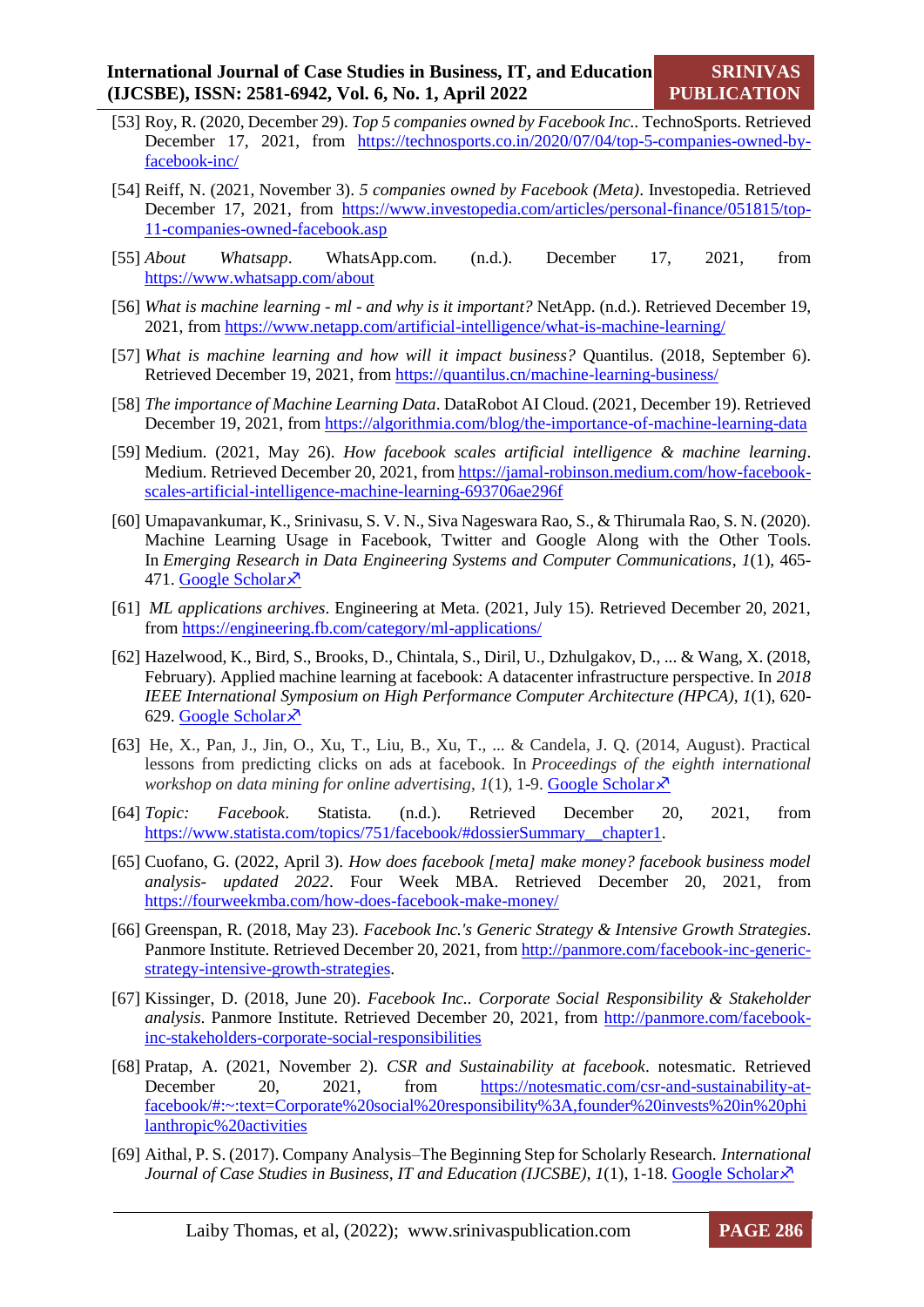[53] Roy, R. (2020, December 29). *Top 5 companies owned by Facebook Inc.*. TechnoSports. Retrieved December 17, 2021, from https://technosports.co.in/2020/07/04/top-5-companies-owned-by-facebook-inc/

[54] Reiff, N. (2021, November 3). *5 companies owned by Facebook (Meta)*. Investopedia. Retrieved December 17, 2021, from https://www.investopedia.com/articles/personal-finance/051815/top-11-companies-owned-facebook.asp

[55] *About Whatsapp*. WhatsApp.com. (n.d.). December 17, 2021, from https://www.whatsapp.com/about

[56] *What is machine learning - ml - and why is it important?* NetApp. (n.d.). Retrieved December 19, 2021, from https://www.netapp.com/artificial-intelligence/what-is-machine-learning/

[57] *What is machine learning and how will it impact business?* Quantilus. (2018, September 6). Retrieved December 19, 2021, from https://quantilus.cn/machine-learning-business/

[58] *The importance of Machine Learning Data*. DataRobot AI Cloud. (2021, December 19). Retrieved December 19, 2021, from https://algorithmia.com/blog/the-importance-of-machine-learning-data

[59] Medium. (2021, May 26). *How facebook scales artificial intelligence & machine learning*. Medium. Retrieved December 20, 2021, from https://jamal-robinson.medium.com/how-facebook-scales-artificial-intelligence-machine-learning-693706ae296f

[60] Umapavankumar, K., Srinivasu, S. V. N., Siva Nageswara Rao, S., & Thirumala Rao, S. N. (2020). Machine Learning Usage in Facebook, Twitter and Google Along with the Other Tools. In *Emerging Research in Data Engineering Systems and Computer Communications*, *1*(1), 465-471. Google Scholar↗

[61] *ML applications archives*. Engineering at Meta. (2021, July 15). Retrieved December 20, 2021, from https://engineering.fb.com/category/ml-applications/

[62] Hazelwood, K., Bird, S., Brooks, D., Chintala, S., Diril, U., Dzhulgakov, D., ... & Wang, X. (2018, February). Applied machine learning at facebook: A datacenter infrastructure perspective. In *2018 IEEE International Symposium on High Performance Computer Architecture (HPCA)*, *1*(1), 620-629. Google Scholar↗

[63] He, X., Pan, J., Jin, O., Xu, T., Liu, B., Xu, T., ... & Candela, J. Q. (2014, August). Practical lessons from predicting clicks on ads at facebook. In *Proceedings of the eighth international workshop on data mining for online advertising*, *1*(1), 1-9. Google Scholar↗

[64] *Topic: Facebook*. Statista. (n.d.). Retrieved December 20, 2021, from https://www.statista.com/topics/751/facebook/#dossierSummary__chapter1.

[65] Cuofano, G. (2022, April 3). *How does facebook [meta] make money? facebook business model analysis- updated 2022*. Four Week MBA. Retrieved December 20, 2021, from https://fourweekmba.com/how-does-facebook-make-money/

[66] Greenspan, R. (2018, May 23). *Facebook Inc.'s Generic Strategy & Intensive Growth Strategies*. Panmore Institute. Retrieved December 20, 2021, from http://panmore.com/facebook-inc-generic-strategy-intensive-growth-strategies.

[67] Kissinger, D. (2018, June 20). *Facebook Inc.. Corporate Social Responsibility & Stakeholder analysis*. Panmore Institute. Retrieved December 20, 2021, from http://panmore.com/facebook-inc-stakeholders-corporate-social-responsibilities

[68] Pratap, A. (2021, November 2). *CSR and Sustainability at facebook*. notesmatic. Retrieved December 20, 2021, from https://notesmatic.com/csr-and-sustainability-at-facebook/#:~:text=Corporate%20social%20responsibility%3A,founder%20invests%20in%20philanthropic%20activities

[69] Aithal, P. S. (2017). Company Analysis–The Beginning Step for Scholarly Research. *International Journal of Case Studies in Business, IT and Education (IJCSBE)*, *1*(1), 1-18. Google Scholar↗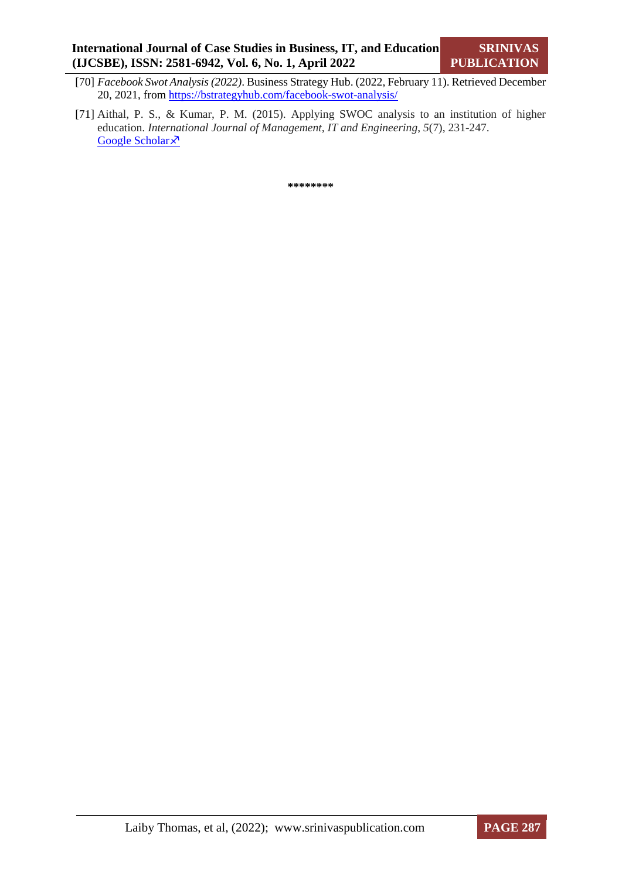[70] *Facebook Swot Analysis (2022)*. Business Strategy Hub. (2022, February 11). Retrieved December 20, 2021, from [https://bstrategyhub.com/facebook-swot-analysis/](https://bstrategyhub.com/facebook-swot-analysis/)

[71] Aithal, P. S., & Kumar, P. M. (2015). Applying SWOC analysis to an institution of higher education. *International Journal of Management, IT and Engineering*, *5*(7), 231-247. Google Scholar↗

********